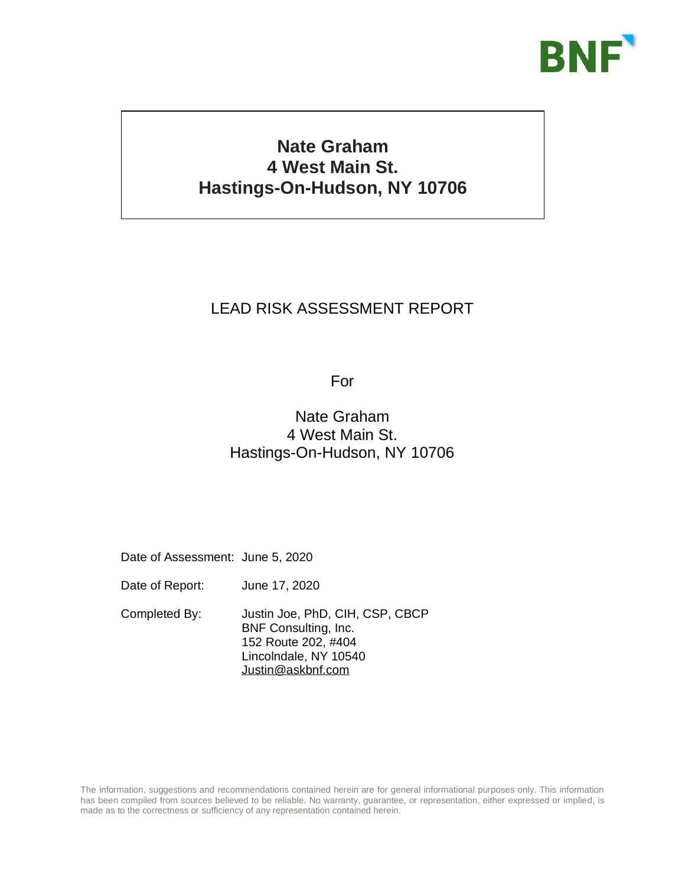BNF

**Nate Graham**
**4 West Main St.**
**Hastings-On-Hudson, NY 10706**

# LEAD RISK ASSESSMENT REPORT

For

Nate Graham
4 West Main St.
Hastings-On-Hudson, NY 10706

Date of Assessment: June 5, 2020

Date of Report: June 17, 2020

Completed By: Justin Joe, PhD, CIH, CSP, CBCP
BNF Consulting, Inc.
152 Route 202, #404
Lincolndale, NY 10540
Justin@askbnf.com

The information, suggestions and recommendations contained herein are for general informational purposes only. This information has been compiled from sources believed to be reliable. No warranty, guarantee, or representation, either expressed or implied, is made as to the correctness or sufficiency of any representation contained herein.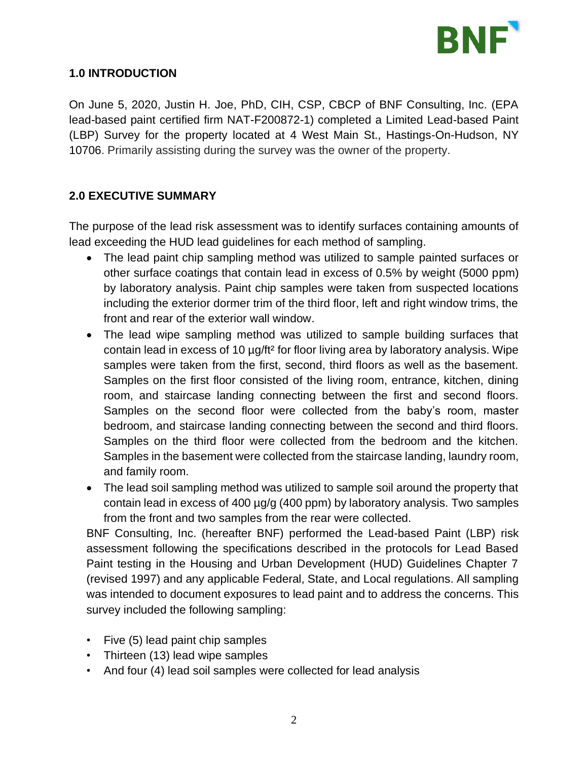## 1.0 INTRODUCTION

On June 5, 2020, Justin H. Joe, PhD, CIH, CSP, CBCP of BNF Consulting, Inc. (EPA lead-based paint certified firm NAT-F200872-1) completed a Limited Lead-based Paint (LBP) Survey for the property located at 4 West Main St., Hastings-On-Hudson, NY 10706. Primarily assisting during the survey was the owner of the property.

## 2.0 EXECUTIVE SUMMARY

The purpose of the lead risk assessment was to identify surfaces containing amounts of lead exceeding the HUD lead guidelines for each method of sampling.

- The lead paint chip sampling method was utilized to sample painted surfaces or other surface coatings that contain lead in excess of 0.5% by weight (5000 ppm) by laboratory analysis. Paint chip samples were taken from suspected locations including the exterior dormer trim of the third floor, left and right window trims, the front and rear of the exterior wall window.
- The lead wipe sampling method was utilized to sample building surfaces that contain lead in excess of 10 µg/ft² for floor living area by laboratory analysis. Wipe samples were taken from the first, second, third floors as well as the basement. Samples on the first floor consisted of the living room, entrance, kitchen, dining room, and staircase landing connecting between the first and second floors. Samples on the second floor were collected from the baby's room, master bedroom, and staircase landing connecting between the second and third floors. Samples on the third floor were collected from the bedroom and the kitchen. Samples in the basement were collected from the staircase landing, laundry room, and family room.
- The lead soil sampling method was utilized to sample soil around the property that contain lead in excess of 400 µg/g (400 ppm) by laboratory analysis. Two samples from the front and two samples from the rear were collected.

BNF Consulting, Inc. (hereafter BNF) performed the Lead-based Paint (LBP) risk assessment following the specifications described in the protocols for Lead Based Paint testing in the Housing and Urban Development (HUD) Guidelines Chapter 7 (revised 1997) and any applicable Federal, State, and Local regulations. All sampling was intended to document exposures to lead paint and to address the concerns. This survey included the following sampling:

- Five (5) lead paint chip samples
- Thirteen (13) lead wipe samples
- And four (4) lead soil samples were collected for lead analysis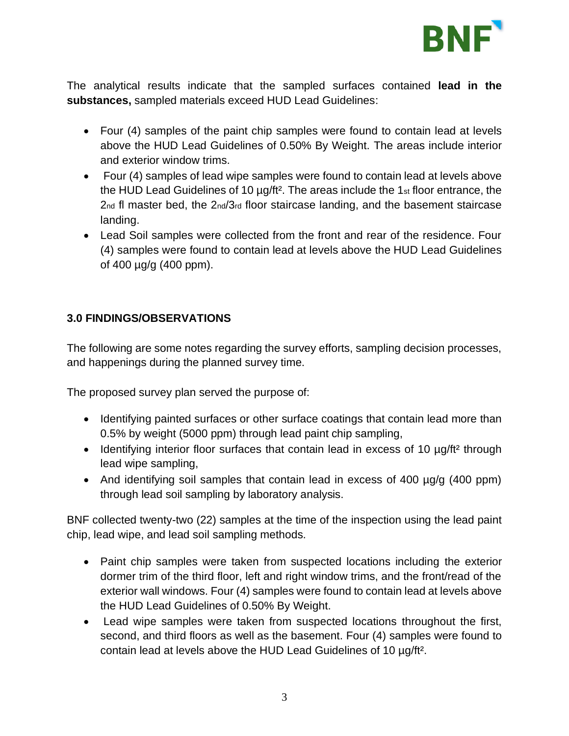The analytical results indicate that the sampled surfaces contained **lead in the substances,** sampled materials exceed HUD Lead Guidelines:

- Four (4) samples of the paint chip samples were found to contain lead at levels above the HUD Lead Guidelines of 0.50% By Weight. The areas include interior and exterior window trims.
- Four (4) samples of lead wipe samples were found to contain lead at levels above the HUD Lead Guidelines of 10 µg/ft². The areas include the 1st floor entrance, the 2nd fl master bed, the 2nd/3rd floor staircase landing, and the basement staircase landing.
- Lead Soil samples were collected from the front and rear of the residence. Four (4) samples were found to contain lead at levels above the HUD Lead Guidelines of 400 µg/g (400 ppm).

## 3.0 FINDINGS/OBSERVATIONS

The following are some notes regarding the survey efforts, sampling decision processes, and happenings during the planned survey time.

The proposed survey plan served the purpose of:

- Identifying painted surfaces or other surface coatings that contain lead more than 0.5% by weight (5000 ppm) through lead paint chip sampling,
- Identifying interior floor surfaces that contain lead in excess of 10 µg/ft² through lead wipe sampling,
- And identifying soil samples that contain lead in excess of 400 µg/g (400 ppm) through lead soil sampling by laboratory analysis.

BNF collected twenty-two (22) samples at the time of the inspection using the lead paint chip, lead wipe, and lead soil sampling methods.

- Paint chip samples were taken from suspected locations including the exterior dormer trim of the third floor, left and right window trims, and the front/read of the exterior wall windows. Four (4) samples were found to contain lead at levels above the HUD Lead Guidelines of 0.50% By Weight.
- Lead wipe samples were taken from suspected locations throughout the first, second, and third floors as well as the basement. Four (4) samples were found to contain lead at levels above the HUD Lead Guidelines of 10 µg/ft².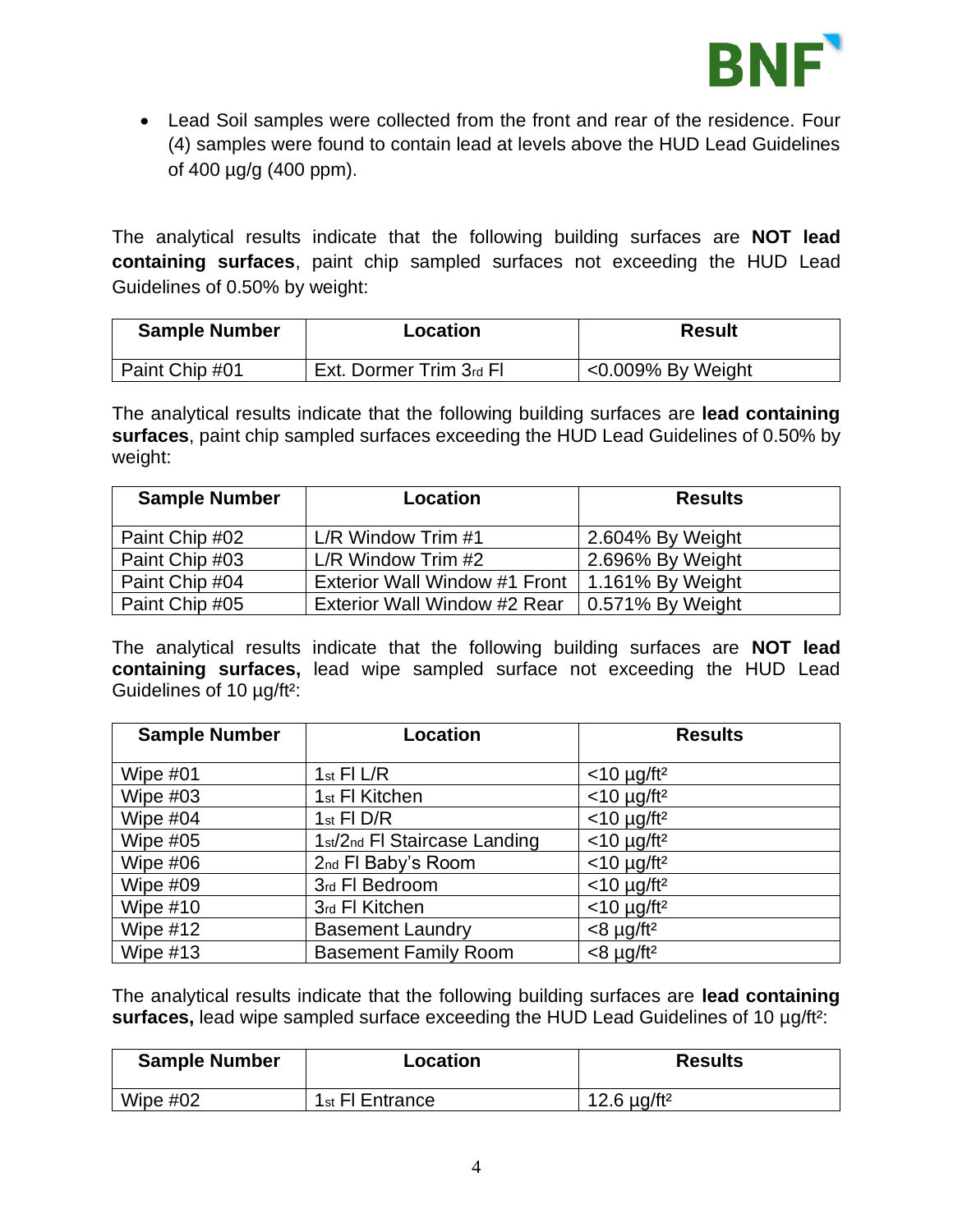- Lead Soil samples were collected from the front and rear of the residence. Four (4) samples were found to contain lead at levels above the HUD Lead Guidelines of 400 µg/g (400 ppm).

The analytical results indicate that the following building surfaces are **NOT lead containing surfaces**, paint chip sampled surfaces not exceeding the HUD Lead Guidelines of 0.50% by weight:

| Sample Number | Location | Result |
|---|---|---|
| Paint Chip #01 | Ext. Dormer Trim 3rd Fl | <0.009% By Weight |

The analytical results indicate that the following building surfaces are **lead containing surfaces**, paint chip sampled surfaces exceeding the HUD Lead Guidelines of 0.50% by weight:

| Sample Number | Location | Results |
|---|---|---|
| Paint Chip #02 | L/R Window Trim #1 | 2.604% By Weight |
| Paint Chip #03 | L/R Window Trim #2 | 2.696% By Weight |
| Paint Chip #04 | Exterior Wall Window #1 Front | 1.161% By Weight |
| Paint Chip #05 | Exterior Wall Window #2 Rear | 0.571% By Weight |

The analytical results indicate that the following building surfaces are **NOT lead containing surfaces,** lead wipe sampled surface not exceeding the HUD Lead Guidelines of 10 µg/ft²:

| Sample Number | Location | Results |
|---|---|---|
| Wipe #01 | 1st Fl L/R | <10 µg/ft² |
| Wipe #03 | 1st Fl Kitchen | <10 µg/ft² |
| Wipe #04 | 1st Fl D/R | <10 µg/ft² |
| Wipe #05 | 1st/2nd Fl Staircase Landing | <10 µg/ft² |
| Wipe #06 | 2nd Fl Baby's Room | <10 µg/ft² |
| Wipe #09 | 3rd Fl Bedroom | <10 µg/ft² |
| Wipe #10 | 3rd Fl Kitchen | <10 µg/ft² |
| Wipe #12 | Basement Laundry | <8 µg/ft² |
| Wipe #13 | Basement Family Room | <8 µg/ft² |

The analytical results indicate that the following building surfaces are **lead containing surfaces,** lead wipe sampled surface exceeding the HUD Lead Guidelines of 10 µg/ft²:

| Sample Number | Location | Results |
|---|---|---|
| Wipe #02 | 1st Fl Entrance | 12.6 µg/ft² |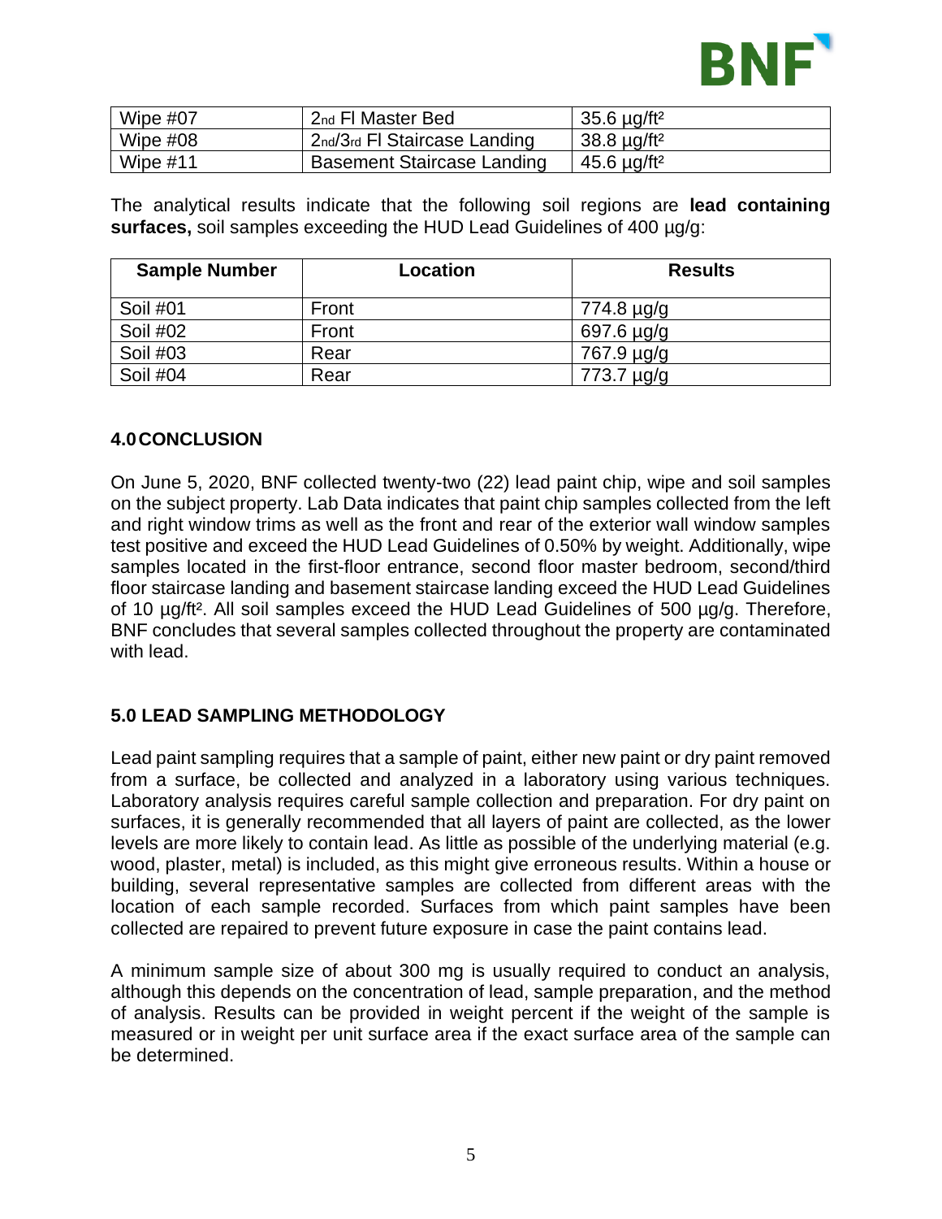| Wipe #07 | 2nd Fl Master Bed | 35.6 µg/ft² |
| --- | --- | --- |
| Wipe #08 | 2nd/3rd Fl Staircase Landing | 38.8 µg/ft² |
| Wipe #11 | Basement Staircase Landing | 45.6 µg/ft² |

The analytical results indicate that the following soil regions are **lead containing surfaces,** soil samples exceeding the HUD Lead Guidelines of 400 µg/g:

| Sample Number | Location | Results |
| --- | --- | --- |
| Soil #01 | Front | 774.8 µg/g |
| Soil #02 | Front | 697.6 µg/g |
| Soil #03 | Rear | 767.9 µg/g |
| Soil #04 | Rear | 773.7 µg/g |

## 4.0 CONCLUSION

On June 5, 2020, BNF collected twenty-two (22) lead paint chip, wipe and soil samples on the subject property. Lab Data indicates that paint chip samples collected from the left and right window trims as well as the front and rear of the exterior wall window samples test positive and exceed the HUD Lead Guidelines of 0.50% by weight. Additionally, wipe samples located in the first-floor entrance, second floor master bedroom, second/third floor staircase landing and basement staircase landing exceed the HUD Lead Guidelines of 10 µg/ft². All soil samples exceed the HUD Lead Guidelines of 500 µg/g. Therefore, BNF concludes that several samples collected throughout the property are contaminated with lead.

## 5.0 LEAD SAMPLING METHODOLOGY

Lead paint sampling requires that a sample of paint, either new paint or dry paint removed from a surface, be collected and analyzed in a laboratory using various techniques. Laboratory analysis requires careful sample collection and preparation. For dry paint on surfaces, it is generally recommended that all layers of paint are collected, as the lower levels are more likely to contain lead. As little as possible of the underlying material (e.g. wood, plaster, metal) is included, as this might give erroneous results. Within a house or building, several representative samples are collected from different areas with the location of each sample recorded. Surfaces from which paint samples have been collected are repaired to prevent future exposure in case the paint contains lead.

A minimum sample size of about 300 mg is usually required to conduct an analysis, although this depends on the concentration of lead, sample preparation, and the method of analysis. Results can be provided in weight percent if the weight of the sample is measured or in weight per unit surface area if the exact surface area of the sample can be determined.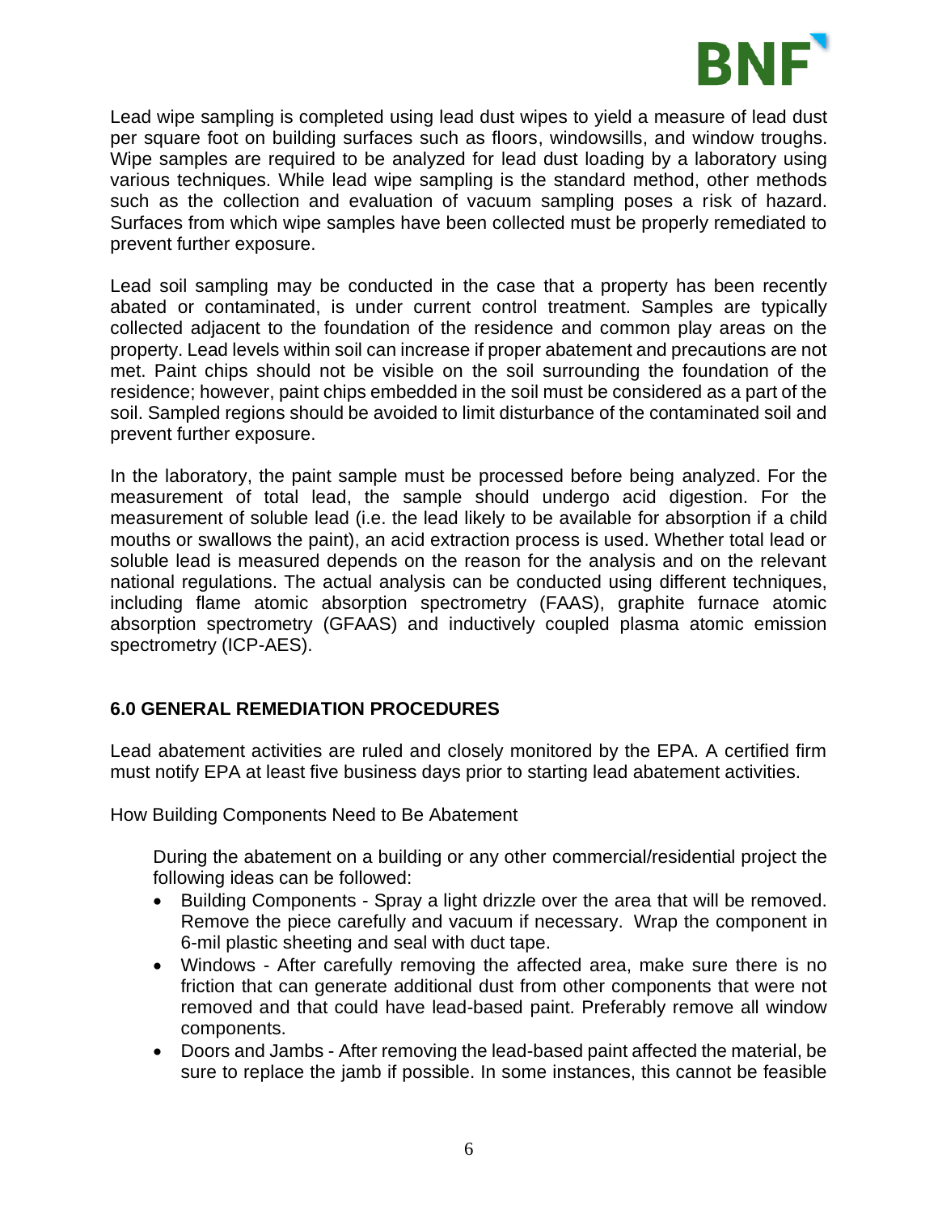Lead wipe sampling is completed using lead dust wipes to yield a measure of lead dust per square foot on building surfaces such as floors, windowsills, and window troughs. Wipe samples are required to be analyzed for lead dust loading by a laboratory using various techniques. While lead wipe sampling is the standard method, other methods such as the collection and evaluation of vacuum sampling poses a risk of hazard. Surfaces from which wipe samples have been collected must be properly remediated to prevent further exposure.

Lead soil sampling may be conducted in the case that a property has been recently abated or contaminated, is under current control treatment. Samples are typically collected adjacent to the foundation of the residence and common play areas on the property. Lead levels within soil can increase if proper abatement and precautions are not met. Paint chips should not be visible on the soil surrounding the foundation of the residence; however, paint chips embedded in the soil must be considered as a part of the soil. Sampled regions should be avoided to limit disturbance of the contaminated soil and prevent further exposure.

In the laboratory, the paint sample must be processed before being analyzed. For the measurement of total lead, the sample should undergo acid digestion. For the measurement of soluble lead (i.e. the lead likely to be available for absorption if a child mouths or swallows the paint), an acid extraction process is used. Whether total lead or soluble lead is measured depends on the reason for the analysis and on the relevant national regulations. The actual analysis can be conducted using different techniques, including flame atomic absorption spectrometry (FAAS), graphite furnace atomic absorption spectrometry (GFAAS) and inductively coupled plasma atomic emission spectrometry (ICP-AES).

## 6.0 GENERAL REMEDIATION PROCEDURES

Lead abatement activities are ruled and closely monitored by the EPA. A certified firm must notify EPA at least five business days prior to starting lead abatement activities.

How Building Components Need to Be Abatement

During the abatement on a building or any other commercial/residential project the following ideas can be followed:

- Building Components - Spray a light drizzle over the area that will be removed. Remove the piece carefully and vacuum if necessary. Wrap the component in 6-mil plastic sheeting and seal with duct tape.
- Windows - After carefully removing the affected area, make sure there is no friction that can generate additional dust from other components that were not removed and that could have lead-based paint. Preferably remove all window components.
- Doors and Jambs - After removing the lead-based paint affected the material, be sure to replace the jamb if possible. In some instances, this cannot be feasible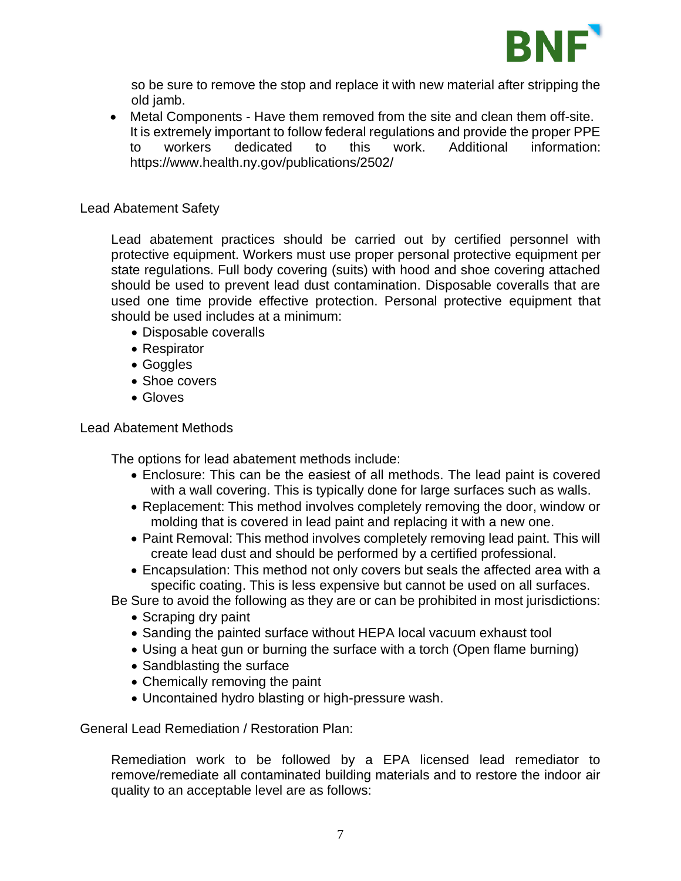so be sure to remove the stop and replace it with new material after stripping the old jamb.

- Metal Components - Have them removed from the site and clean them off-site. It is extremely important to follow federal regulations and provide the proper PPE to workers dedicated to this work. Additional information: https://www.health.ny.gov/publications/2502/

## Lead Abatement Safety

Lead abatement practices should be carried out by certified personnel with protective equipment. Workers must use proper personal protective equipment per state regulations. Full body covering (suits) with hood and shoe covering attached should be used to prevent lead dust contamination. Disposable coveralls that are used one time provide effective protection. Personal protective equipment that should be used includes at a minimum:

- Disposable coveralls
- Respirator
- Goggles
- Shoe covers
- Gloves

## Lead Abatement Methods

The options for lead abatement methods include:

- Enclosure: This can be the easiest of all methods. The lead paint is covered with a wall covering. This is typically done for large surfaces such as walls.
- Replacement: This method involves completely removing the door, window or molding that is covered in lead paint and replacing it with a new one.
- Paint Removal: This method involves completely removing lead paint. This will create lead dust and should be performed by a certified professional.
- Encapsulation: This method not only covers but seals the affected area with a specific coating. This is less expensive but cannot be used on all surfaces.

Be Sure to avoid the following as they are or can be prohibited in most jurisdictions:

- Scraping dry paint
- Sanding the painted surface without HEPA local vacuum exhaust tool
- Using a heat gun or burning the surface with a torch (Open flame burning)
- Sandblasting the surface
- Chemically removing the paint
- Uncontained hydro blasting or high-pressure wash.

## General Lead Remediation / Restoration Plan:

Remediation work to be followed by a EPA licensed lead remediator to remove/remediate all contaminated building materials and to restore the indoor air quality to an acceptable level are as follows: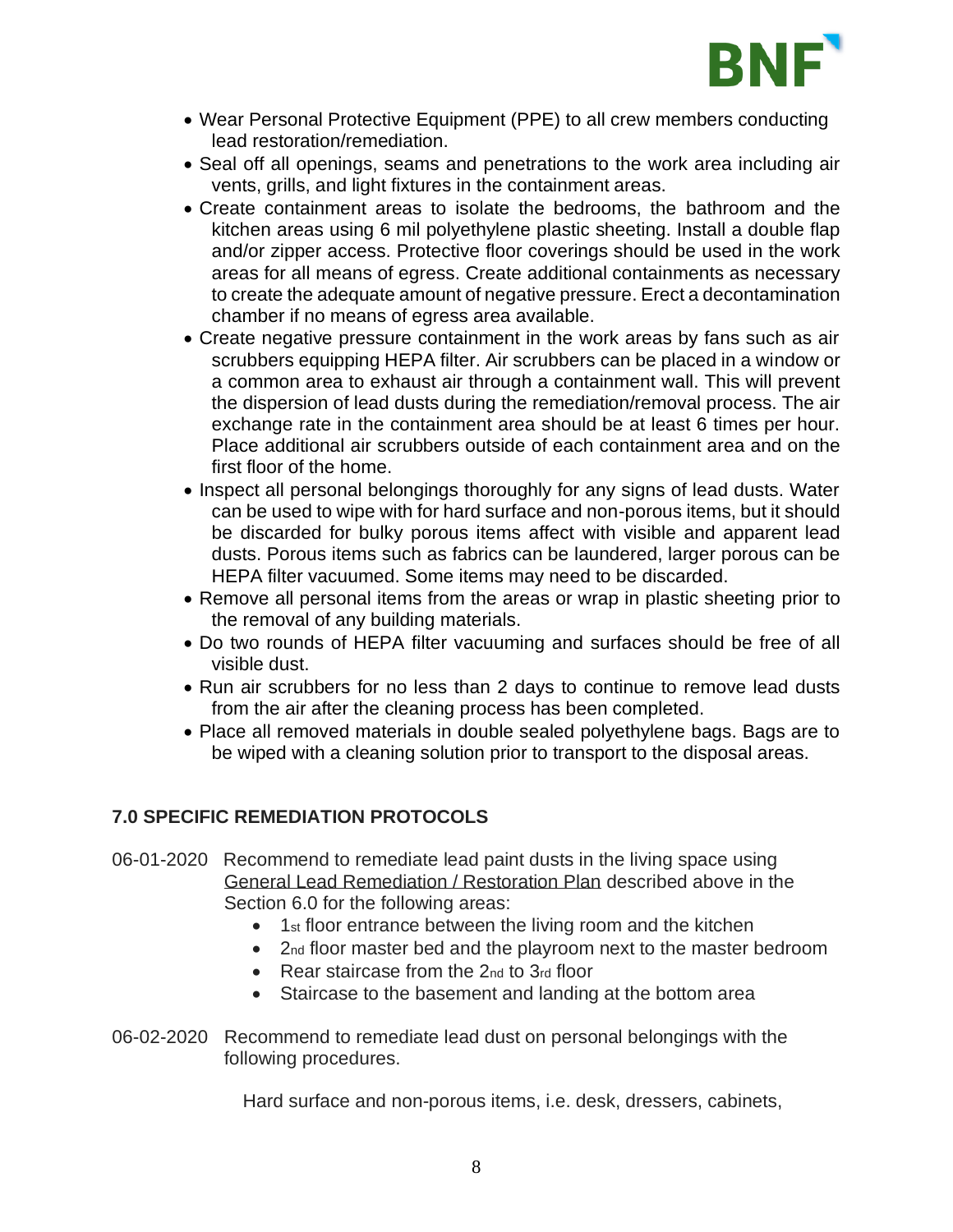- Wear Personal Protective Equipment (PPE) to all crew members conducting lead restoration/remediation.
- Seal off all openings, seams and penetrations to the work area including air vents, grills, and light fixtures in the containment areas.
- Create containment areas to isolate the bedrooms, the bathroom and the kitchen areas using 6 mil polyethylene plastic sheeting. Install a double flap and/or zipper access. Protective floor coverings should be used in the work areas for all means of egress. Create additional containments as necessary to create the adequate amount of negative pressure. Erect a decontamination chamber if no means of egress area available.
- Create negative pressure containment in the work areas by fans such as air scrubbers equipping HEPA filter. Air scrubbers can be placed in a window or a common area to exhaust air through a containment wall. This will prevent the dispersion of lead dusts during the remediation/removal process. The air exchange rate in the containment area should be at least 6 times per hour. Place additional air scrubbers outside of each containment area and on the first floor of the home.
- Inspect all personal belongings thoroughly for any signs of lead dusts. Water can be used to wipe with for hard surface and non-porous items, but it should be discarded for bulky porous items affect with visible and apparent lead dusts. Porous items such as fabrics can be laundered, larger porous can be HEPA filter vacuumed. Some items may need to be discarded.
- Remove all personal items from the areas or wrap in plastic sheeting prior to the removal of any building materials.
- Do two rounds of HEPA filter vacuuming and surfaces should be free of all visible dust.
- Run air scrubbers for no less than 2 days to continue to remove lead dusts from the air after the cleaning process has been completed.
- Place all removed materials in double sealed polyethylene bags. Bags are to be wiped with a cleaning solution prior to transport to the disposal areas.

## 7.0 SPECIFIC REMEDIATION PROTOCOLS

06-01-2020 Recommend to remediate lead paint dusts in the living space using General Lead Remediation / Restoration Plan described above in the Section 6.0 for the following areas:

- 1st floor entrance between the living room and the kitchen
- 2nd floor master bed and the playroom next to the master bedroom
- Rear staircase from the 2nd to 3rd floor
- Staircase to the basement and landing at the bottom area

06-02-2020 Recommend to remediate lead dust on personal belongings with the following procedures.

Hard surface and non-porous items, i.e. desk, dressers, cabinets,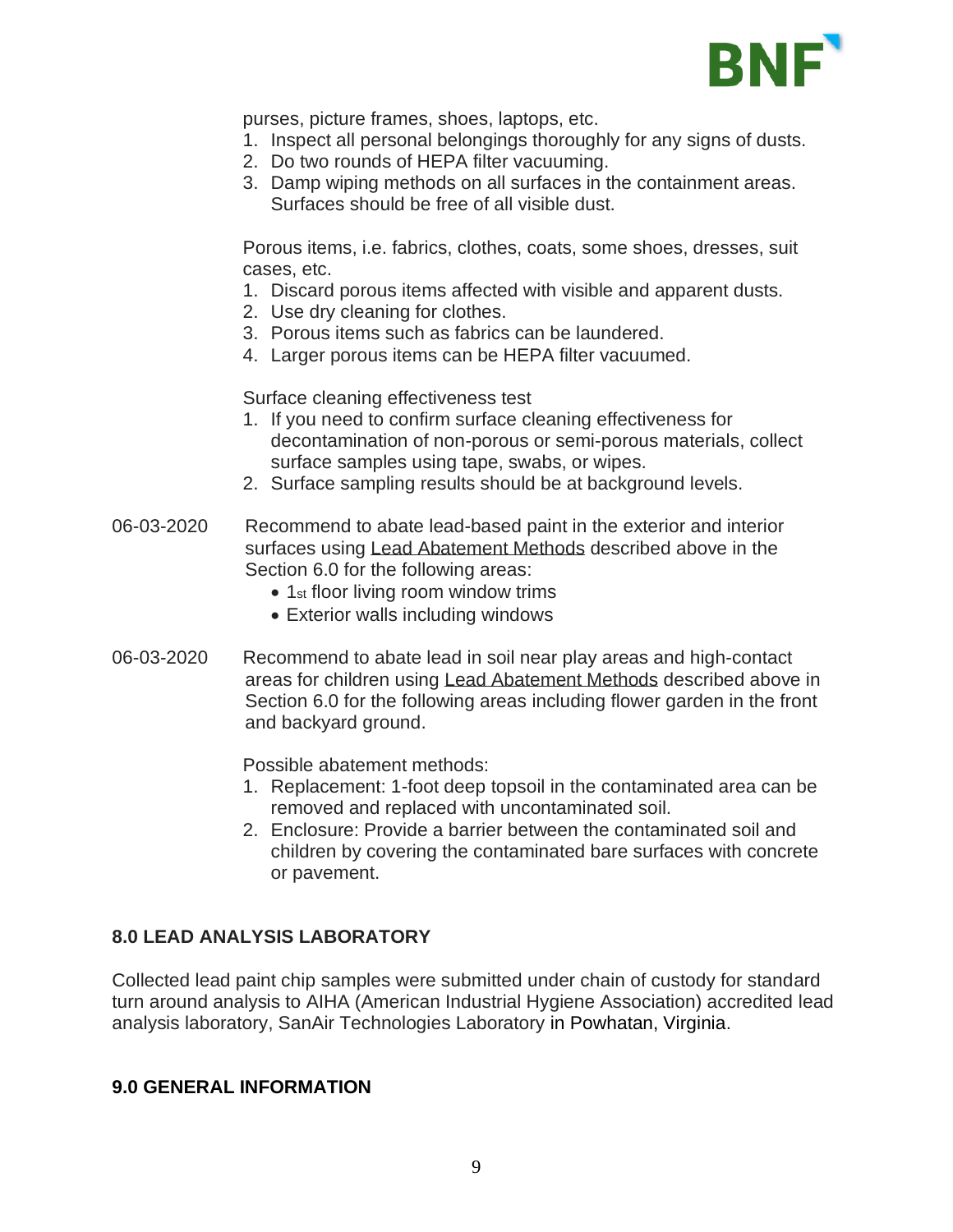purses, picture frames, shoes, laptops, etc.

1. Inspect all personal belongings thoroughly for any signs of dusts.
2. Do two rounds of HEPA filter vacuuming.
3. Damp wiping methods on all surfaces in the containment areas. Surfaces should be free of all visible dust.

Porous items, i.e. fabrics, clothes, coats, some shoes, dresses, suit cases, etc.

1. Discard porous items affected with visible and apparent dusts.
2. Use dry cleaning for clothes.
3. Porous items such as fabrics can be laundered.
4. Larger porous items can be HEPA filter vacuumed.

Surface cleaning effectiveness test

1. If you need to confirm surface cleaning effectiveness for decontamination of non-porous or semi-porous materials, collect surface samples using tape, swabs, or wipes.
2. Surface sampling results should be at background levels.

06-03-2020 Recommend to abate lead-based paint in the exterior and interior surfaces using Lead Abatement Methods described above in the Section 6.0 for the following areas:

- 1st floor living room window trims
- Exterior walls including windows

06-03-2020 Recommend to abate lead in soil near play areas and high-contact areas for children using Lead Abatement Methods described above in Section 6.0 for the following areas including flower garden in the front and backyard ground.

Possible abatement methods:

1. Replacement: 1-foot deep topsoil in the contaminated area can be removed and replaced with uncontaminated soil.
2. Enclosure: Provide a barrier between the contaminated soil and children by covering the contaminated bare surfaces with concrete or pavement.

## 8.0 LEAD ANALYSIS LABORATORY

Collected lead paint chip samples were submitted under chain of custody for standard turn around analysis to AIHA (American Industrial Hygiene Association) accredited lead analysis laboratory, SanAir Technologies Laboratory in Powhatan, Virginia.

## 9.0 GENERAL INFORMATION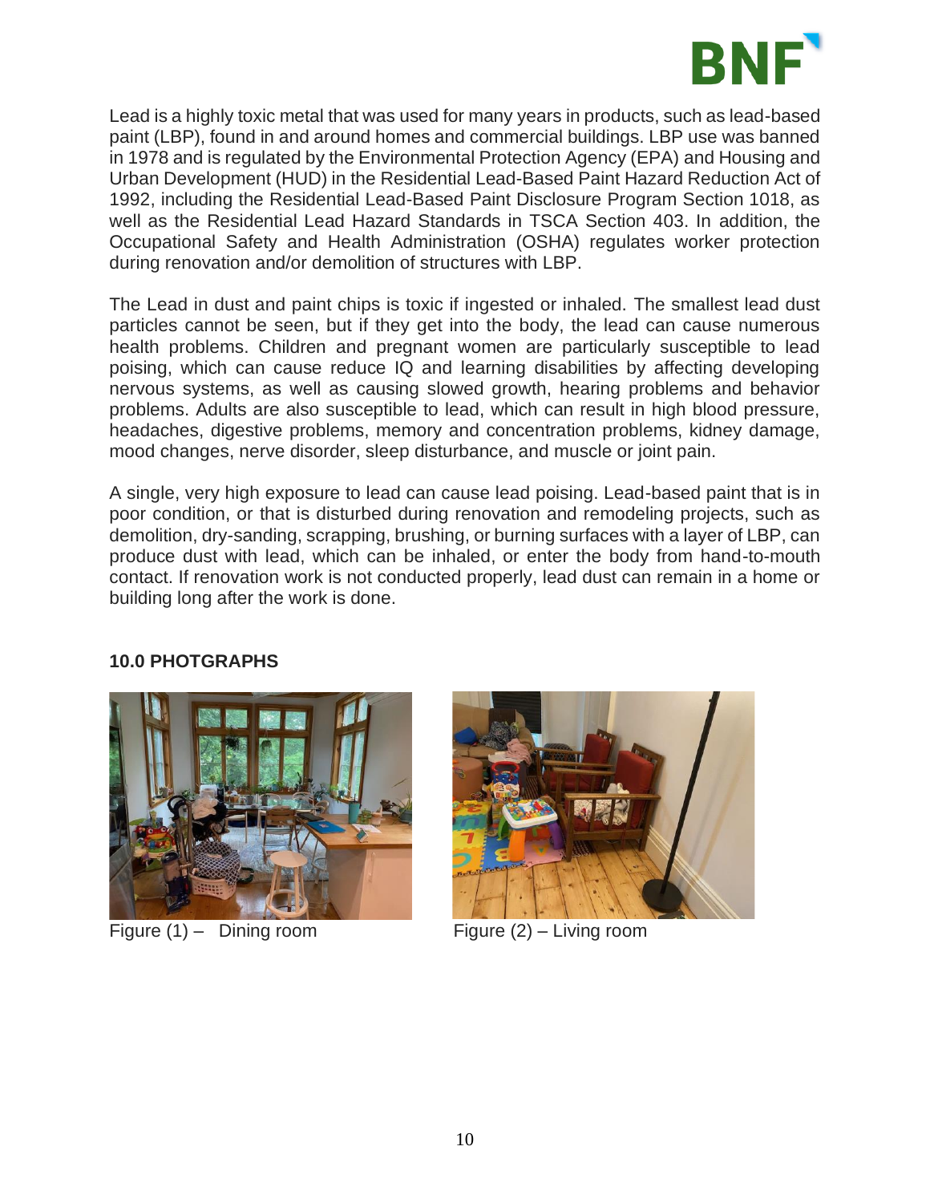Lead is a highly toxic metal that was used for many years in products, such as lead-based paint (LBP), found in and around homes and commercial buildings. LBP use was banned in 1978 and is regulated by the Environmental Protection Agency (EPA) and Housing and Urban Development (HUD) in the Residential Lead-Based Paint Hazard Reduction Act of 1992, including the Residential Lead-Based Paint Disclosure Program Section 1018, as well as the Residential Lead Hazard Standards in TSCA Section 403. In addition, the Occupational Safety and Health Administration (OSHA) regulates worker protection during renovation and/or demolition of structures with LBP.

The Lead in dust and paint chips is toxic if ingested or inhaled. The smallest lead dust particles cannot be seen, but if they get into the body, the lead can cause numerous health problems. Children and pregnant women are particularly susceptible to lead poising, which can cause reduce IQ and learning disabilities by affecting developing nervous systems, as well as causing slowed growth, hearing problems and behavior problems. Adults are also susceptible to lead, which can result in high blood pressure, headaches, digestive problems, memory and concentration problems, kidney damage, mood changes, nerve disorder, sleep disturbance, and muscle or joint pain.

A single, very high exposure to lead can cause lead poising. Lead-based paint that is in poor condition, or that is disturbed during renovation and remodeling projects, such as demolition, dry-sanding, scrapping, brushing, or burning surfaces with a layer of LBP, can produce dust with lead, which can be inhaled, or enter the body from hand-to-mouth contact. If renovation work is not conducted properly, lead dust can remain in a home or building long after the work is done.

**10.0 PHOTGRAPHS**

Figure (1) – Dining room

Figure (2) – Living room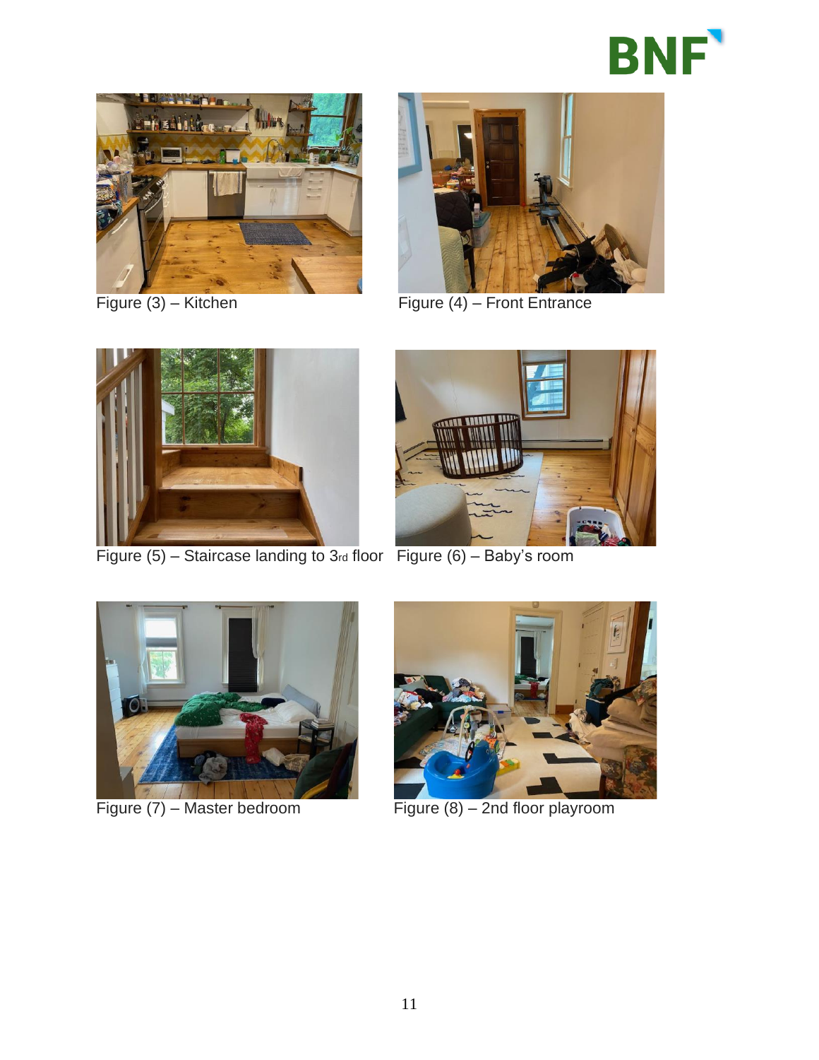Figure (3) – Kitchen

Figure (4) – Front Entrance

Figure (5) – Staircase landing to 3rd floor

Figure (6) – Baby's room

Figure (7) – Master bedroom

Figure (8) – 2nd floor playroom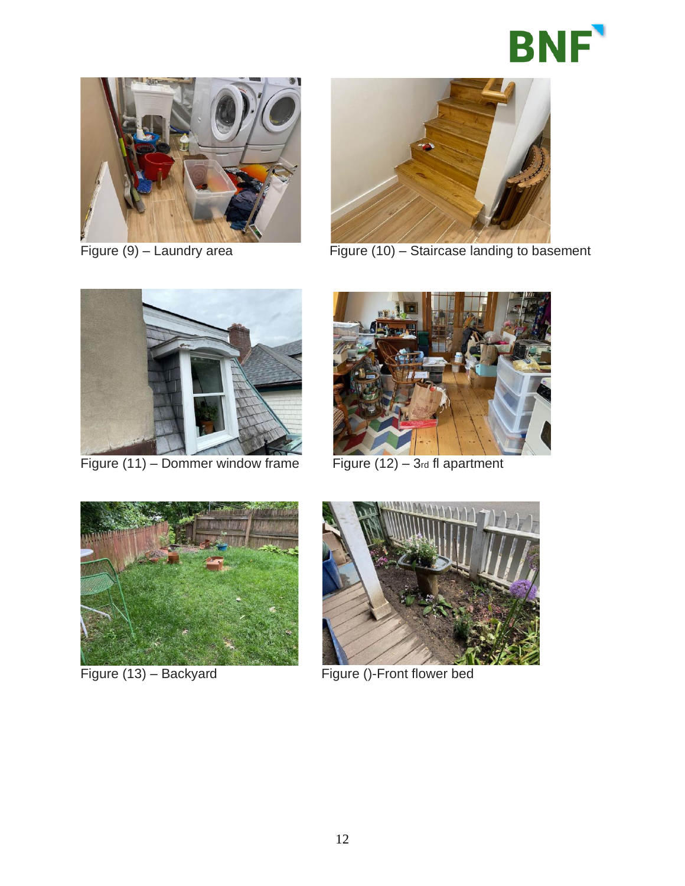Figure (9) – Laundry area

Figure (10) – Staircase landing to basement

Figure (11) – Dommer window frame

Figure (12) – 3rd fl apartment

Figure (13) – Backyard

Figure ()-Front flower bed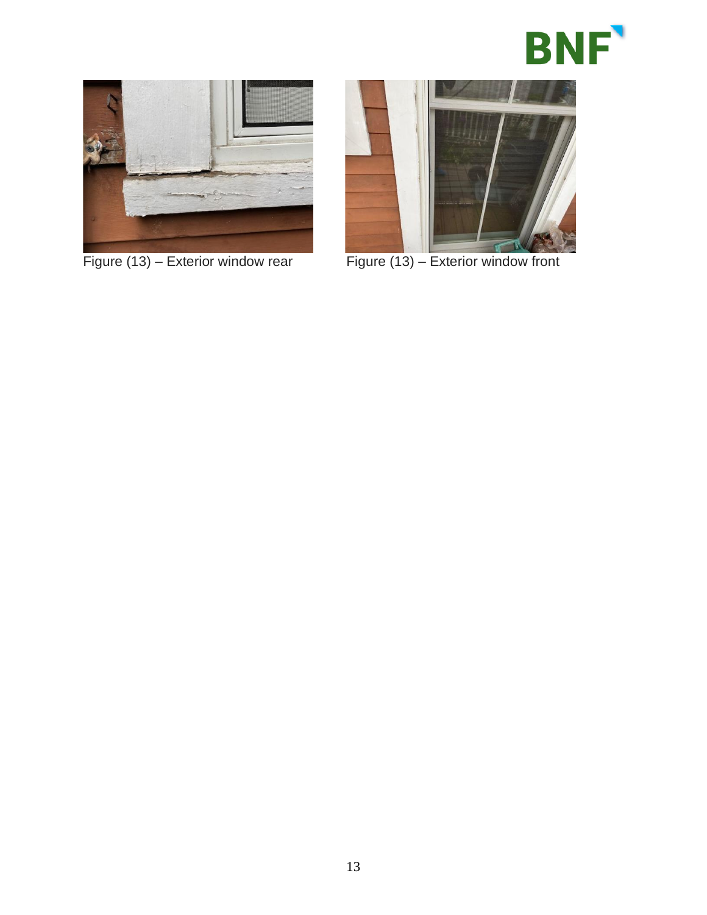Figure (13) – Exterior window rear

Figure (13) – Exterior window front